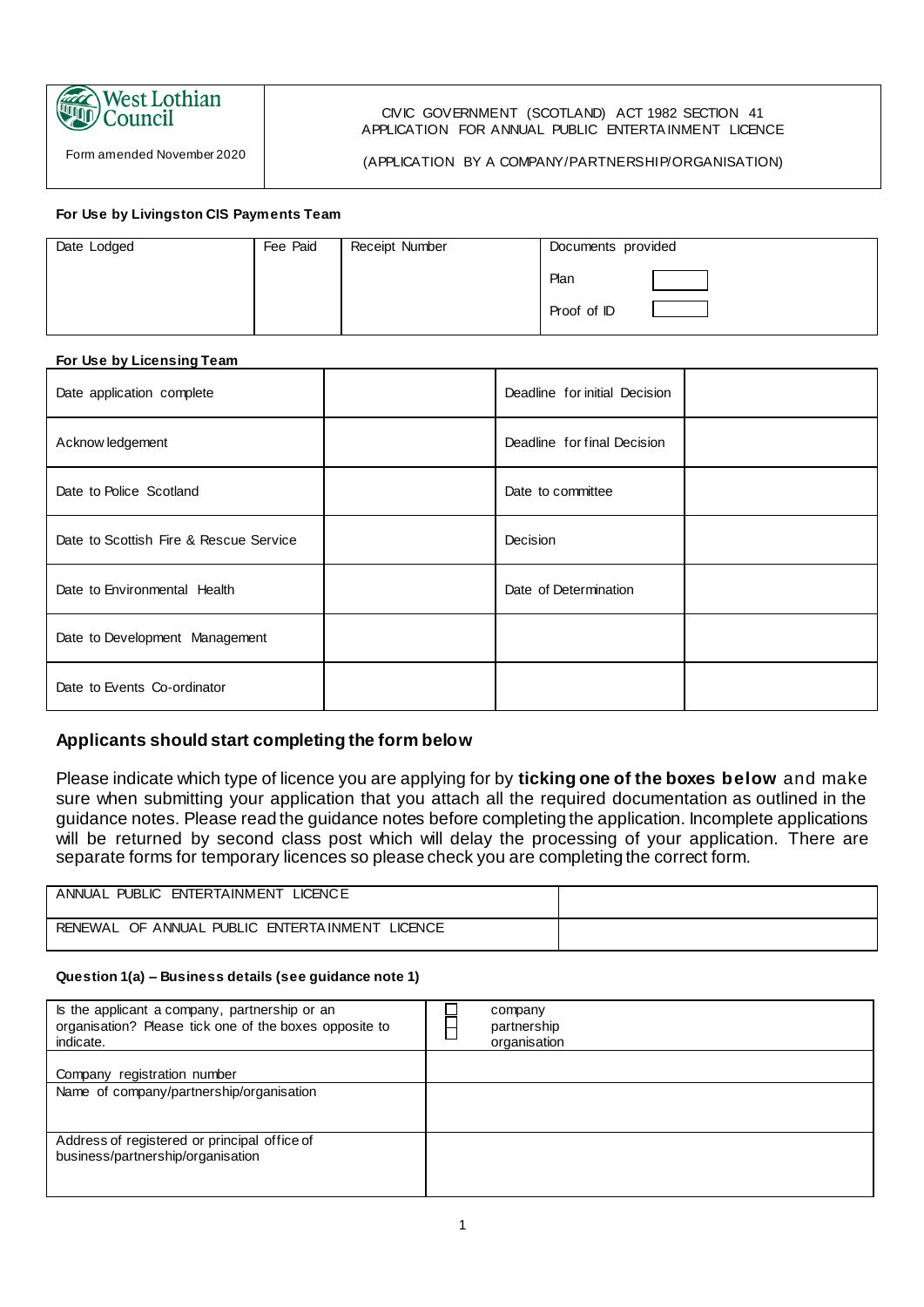| West Lothian Council<br>Form amended November 2020 | CIVIC GOVERNMENT (SCOTLAND) ACT 1982 SECTION 41<br>APPLICATION FOR ANNUAL PUBLIC ENTERTAINMENT LICENCE<br><br>(APPLICATION BY A COMPANY/PARTNERSHIP/ORGANISATION) |
|---|---|

**For Use by Livingston CIS Payments Team**

| Date Lodged | Fee Paid | Receipt Number | Documents provided |
|---|---|---|---|
| | | | Plan ☐<br>Proof of ID ☐ |

**For Use by Licensing Team**

| Date application complete | | Deadline for initial Decision | |
|---|---|---|---|
| Acknowledgement | | Deadline for final Decision | |
| Date to Police Scotland | | Date to committee | |
| Date to Scottish Fire & Rescue Service | | Decision | |
| Date to Environmental Health | | Date of Determination | |
| Date to Development Management | | | |
| Date to Events Co-ordinator | | | |

### Applicants should start completing the form below

Please indicate which type of licence you are applying for by **ticking one of the boxes below** and make sure when submitting your application that you attach all the required documentation as outlined in the guidance notes. Please read the guidance notes before completing the application. Incomplete applications will be returned by second class post which will delay the processing of your application. There are separate forms for temporary licences so please check you are completing the correct form.

| ANNUAL PUBLIC ENTERTAINMENT LICENCE | |
|---|---|
| RENEWAL OF ANNUAL PUBLIC ENTERTAINMENT LICENCE | |

**Question 1(a) – Business details (see guidance note 1)**

| Is the applicant a company, partnership or an organisation? Please tick one of the boxes opposite to indicate. | ☐ company<br>☐ partnership<br>☐ organisation |
|---|---|
| Company registration number | |
| Name of company/partnership/organisation | |
| Address of registered or principal office of business/partnership/organisation | |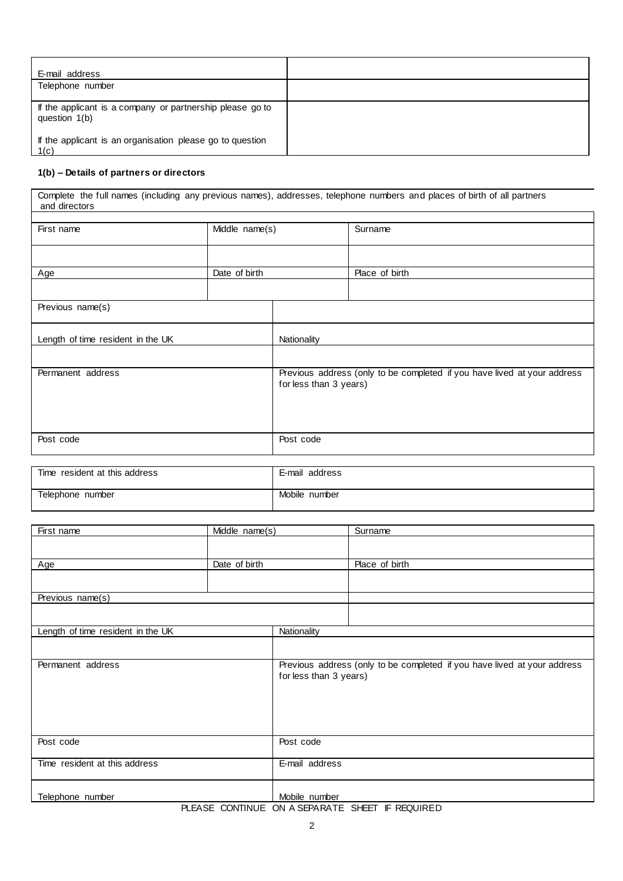| | |
|---|---|
| E-mail address | |
| Telephone number | |
| If the applicant is a company or partnership please go to question 1(b)<br><br>If the applicant is an organisation please go to question 1(c) | |

### 1(b) – Details of partners or directors

Complete the full names (including any previous names), addresses, telephone numbers and places of birth of all partners and directors

| First name | Middle name(s) | Surname |
|---|---|---|
| | | |
| Age | Date of birth | Place of birth |
| | | |

| | |
|---|---|
| Previous name(s) | |
| Length of time resident in the UK | Nationality |
| | |
| Permanent address | Previous address (only to be completed if you have lived at your address for less than 3 years) |
| Post code | Post code |

| | |
|---|---|
| Time resident at this address | E-mail address |
| Telephone number | Mobile number |

| First name | Middle name(s) | Surname |
|---|---|---|
| | | |
| Age | Date of birth | Place of birth |
| | | |
| Previous name(s) | | |
| | | |

| | |
|---|---|
| Length of time resident in the UK | Nationality |
| | |
| Permanent address | Previous address (only to be completed if you have lived at your address for less than 3 years) |
| Post code | Post code |
| Time resident at this address | E-mail address |
| Telephone number | Mobile number |

PLEASE CONTINUE ON A SEPARATE SHEET IF REQUIRED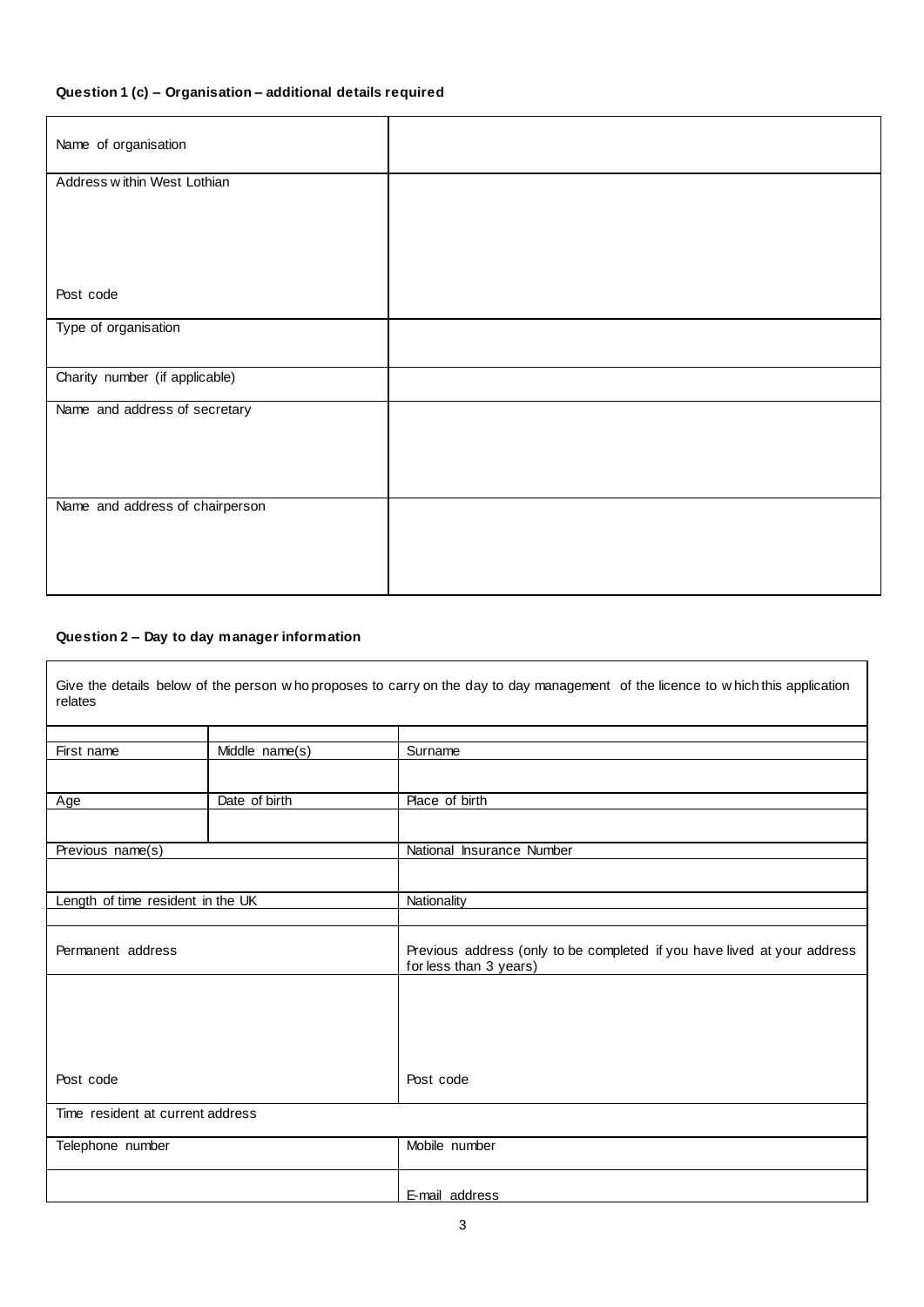**Question 1 (c) – Organisation – additional details required**

| | |
|---|---|
| Name of organisation | |
| Address within West Lothian<br><br>Post code | |
| Type of organisation | |
| Charity number (if applicable) | |
| Name and address of secretary | |
| Name and address of chairperson | |

**Question 2 – Day to day manager information**

Give the details below of the person who proposes to carry on the day to day management of the licence to which this application relates

| | | |
|---|---|---|
| First name | Middle name(s) | Surname |
| | | |
| Age | Date of birth | Place of birth |
| | | |
| Previous name(s) | | National Insurance Number |
| | | |
| Length of time resident in the UK | | Nationality |
| | | |
| Permanent address | | Previous address (only to be completed if you have lived at your address for less than 3 years) |
| Post code | | Post code |
| Time resident at current address | | |
| Telephone number | | Mobile number |
| | | E-mail address |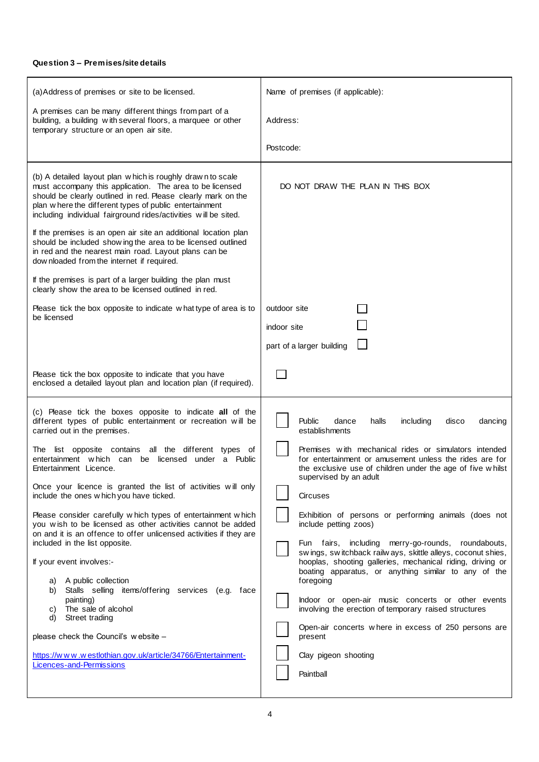**Question 3 – Premises/site details**

| | |
|---|---|
| (a) Address of premises or site to be licensed.<br><br>A premises can be many different things from part of a building, a building with several floors, a marquee or other temporary structure or an open air site. | Name of premises (if applicable):<br><br>Address:<br><br>Postcode: |
| (b) A detailed layout plan which is roughly drawn to scale must accompany this application. The area to be licensed should be clearly outlined in red. Please clearly mark on the plan where the different types of public entertainment including individual fairground rides/activities will be sited.<br><br>If the premises is an open air site an additional location plan should be included showing the area to be licensed outlined in red and the nearest main road. Layout plans can be downloaded from the internet if required.<br><br>If the premises is part of a larger building the plan must clearly show the area to be licensed outlined in red.<br><br>Please tick the box opposite to indicate what type of area is to be licensed<br><br>Please tick the box opposite to indicate that you have enclosed a detailed layout plan and location plan (if required). | DO NOT DRAW THE PLAN IN THIS BOX<br><br>outdoor site ☐<br><br>indoor site ☐<br><br>part of a larger building ☐<br><br>☐ |
| (c) Please tick the boxes opposite to indicate **all** of the different types of public entertainment or recreation will be carried out in the premises.<br><br>The list opposite contains all the different types of entertainment which can be licensed under a Public Entertainment Licence.<br><br>Once your licence is granted the list of activities will only include the ones which you have ticked.<br><br>Please consider carefully which types of entertainment which you wish to be licensed as other activities cannot be added on and it is an offence to offer unlicensed activities if they are included in the list opposite.<br><br>If your event involves:-<br><br>a) A public collection<br>b) Stalls selling items/offering services (e.g. face painting)<br>c) The sale of alcohol<br>d) Street trading<br><br>please check the Council's website –<br><br>[https://www.westlothian.gov.uk/article/34766/Entertainment-Licences-and-Permissions](https://www.westlothian.gov.uk/article/34766/Entertainment-Licences-and-Permissions) | ☐ Public dance halls including disco dancing establishments<br><br>☐ Premises with mechanical rides or simulators intended for entertainment or amusement unless the rides are for the exclusive use of children under the age of five whilst supervised by an adult<br><br>☐ Circuses<br><br>☐ Exhibition of persons or performing animals (does not include petting zoos)<br><br>☐ Fun fairs, including merry-go-rounds, roundabouts, swings, switchback railways, skittle alleys, coconut shies, hooplas, shooting galleries, mechanical riding, driving or boating apparatus, or anything similar to any of the foregoing<br><br>☐ Indoor or open-air music concerts or other events involving the erection of temporary raised structures<br><br>☐ Open-air concerts where in excess of 250 persons are present<br><br>☐ Clay pigeon shooting<br><br>☐ Paintball |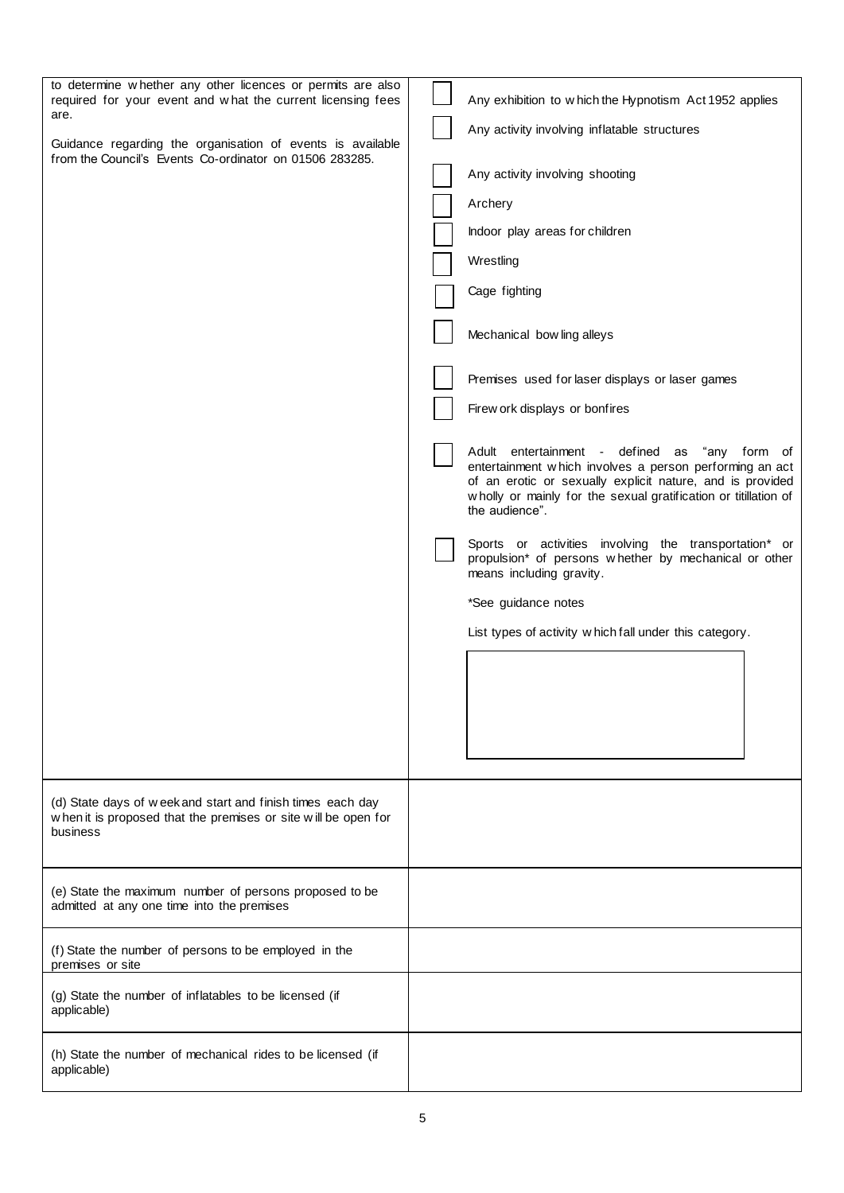| | |
|---|---|
| to determine whether any other licences or permits are also required for your event and what the current licensing fees are.<br><br>Guidance regarding the organisation of events is available from the Council's Events Co-ordinator on 01506 283285. | ☐ Any exhibition to which the Hypnotism Act 1952 applies<br>☐ Any activity involving inflatable structures<br>☐ Any activity involving shooting<br>☐ Archery<br>☐ Indoor play areas for children<br>☐ Wrestling<br>☐ Cage fighting<br>☐ Mechanical bowling alleys<br>☐ Premises used for laser displays or laser games<br>☐ Firework displays or bonfires<br>☐ Adult entertainment - defined as "any form of entertainment which involves a person performing an act of an erotic or sexually explicit nature, and is provided wholly or mainly for the sexual gratification or titillation of the audience".<br>☐ Sports or activities involving the transportation* or propulsion* of persons whether by mechanical or other means including gravity.<br><br>*See guidance notes<br><br>List types of activity which fall under this category. |
| (d) State days of week and start and finish times each day when it is proposed that the premises or site will be open for business | |
| (e) State the maximum number of persons proposed to be admitted at any one time into the premises | |
| (f) State the number of persons to be employed in the premises or site | |
| (g) State the number of inflatables to be licensed (if applicable) | |
| (h) State the number of mechanical rides to be licensed (if applicable) | |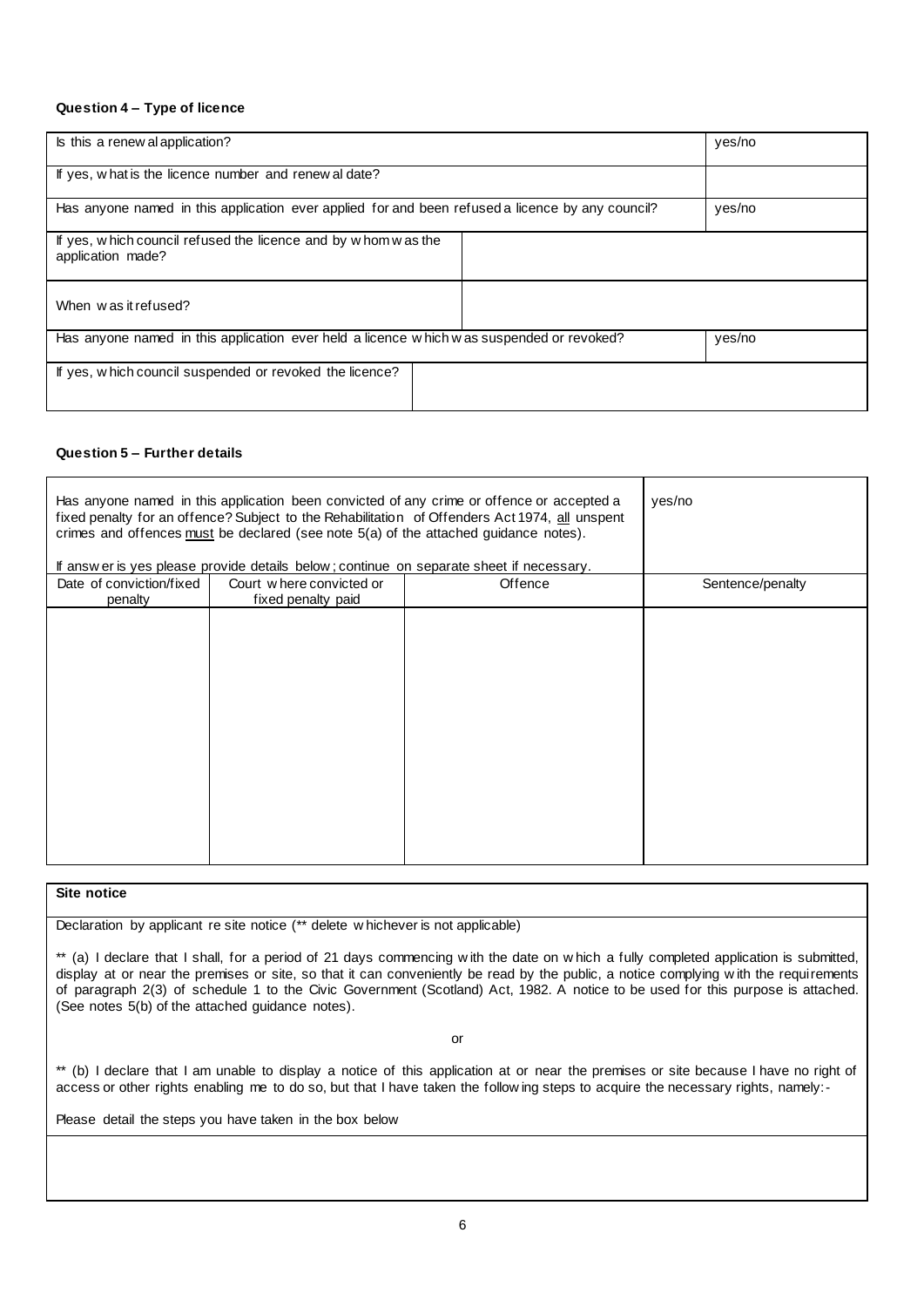**Question 4 – Type of licence**

| Is this a renewal application? | | yes/no |
|---|---|---|
| If yes, what is the licence number and renewal date? | | |
| Has anyone named in this application ever applied for and been refused a licence by any council? | | yes/no |
| If yes, which council refused the licence and by whom was the application made? | | |
| When was it refused? | | |
| Has anyone named in this application ever held a licence which was suspended or revoked? | | yes/no |
| If yes, which council suspended or revoked the licence? | | |

**Question 5 – Further details**

| Has anyone named in this application been convicted of any crime or offence or accepted a fixed penalty for an offence? Subject to the Rehabilitation of Offenders Act 1974, all unspent crimes and offences must be declared (see note 5(a) of the attached guidance notes). If answer is yes please provide details below; continue on separate sheet if necessary. | | | yes/no |
|---|---|---|---|
| Date of conviction/fixed penalty | Court where convicted or fixed penalty paid | Offence | Sentence/penalty |
| | | | |

**Site notice**

Declaration by applicant re site notice (** delete whichever is not applicable)

** (a) I declare that I shall, for a period of 21 days commencing with the date on which a fully completed application is submitted, display at or near the premises or site, so that it can conveniently be read by the public, a notice complying with the requirements of paragraph 2(3) of schedule 1 to the Civic Government (Scotland) Act, 1982. A notice to be used for this purpose is attached. (See notes 5(b) of the attached guidance notes).

or

** (b) I declare that I am unable to display a notice of this application at or near the premises or site because I have no right of access or other rights enabling me to do so, but that I have taken the following steps to acquire the necessary rights, namely:-

Please detail the steps you have taken in the box below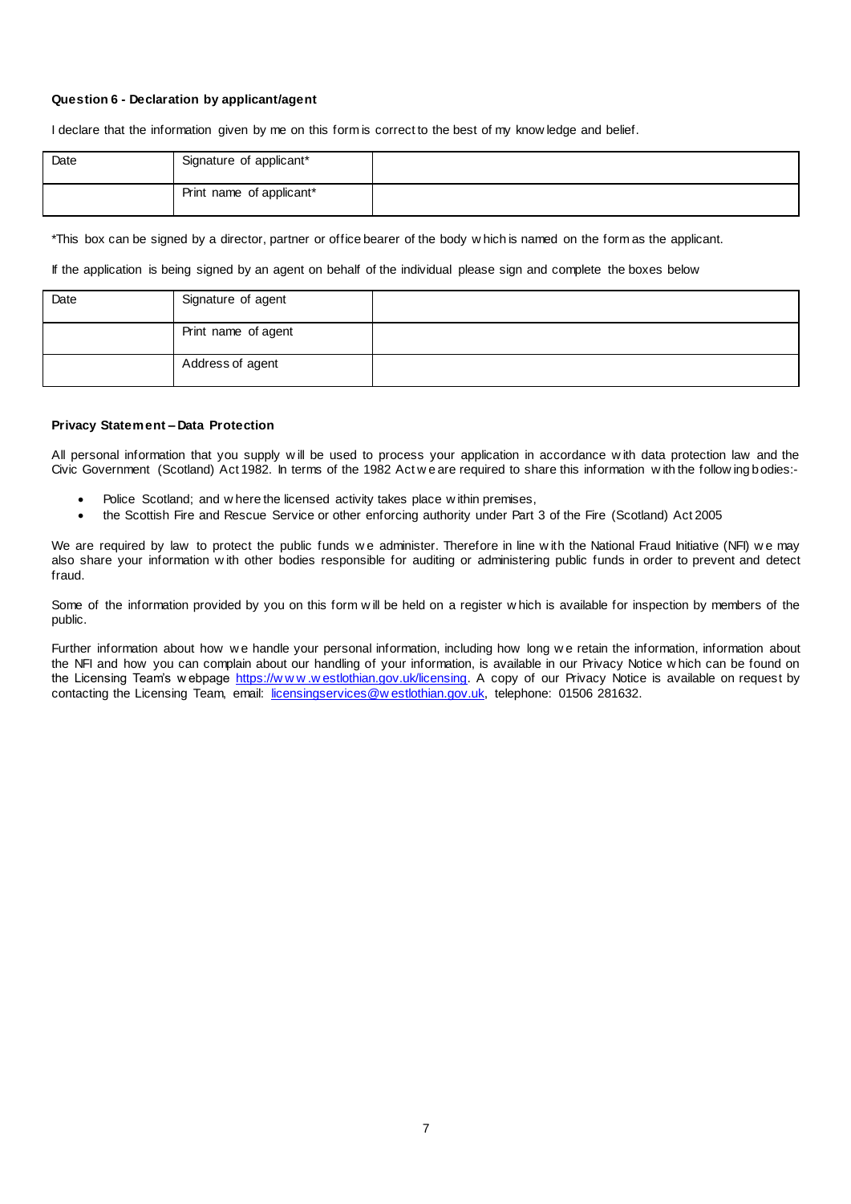**Question 6 - Declaration by applicant/agent**

I declare that the information given by me on this form is correct to the best of my knowledge and belief.

| Date | Signature of applicant* | |
|---|---|---|
| | Print name of applicant* | |

*This box can be signed by a director, partner or office bearer of the body which is named on the form as the applicant.

If the application is being signed by an agent on behalf of the individual please sign and complete the boxes below

| Date | Signature of agent | |
|---|---|---|
| | Print name of agent | |
| | Address of agent | |

**Privacy Statement – Data Protection**

All personal information that you supply will be used to process your application in accordance with data protection law and the Civic Government (Scotland) Act 1982. In terms of the 1982 Act we are required to share this information with the following bodies:-

- Police Scotland; and where the licensed activity takes place within premises,
- the Scottish Fire and Rescue Service or other enforcing authority under Part 3 of the Fire (Scotland) Act 2005

We are required by law to protect the public funds we administer. Therefore in line with the National Fraud Initiative (NFI) we may also share your information with other bodies responsible for auditing or administering public funds in order to prevent and detect fraud.

Some of the information provided by you on this form will be held on a register which is available for inspection by members of the public.

Further information about how we handle your personal information, including how long we retain the information, information about the NFI and how you can complain about our handling of your information, is available in our Privacy Notice which can be found on the Licensing Team's webpage https://www.westlothian.gov.uk/licensing. A copy of our Privacy Notice is available on request by contacting the Licensing Team, email: licensingservices@westlothian.gov.uk, telephone: 01506 281632.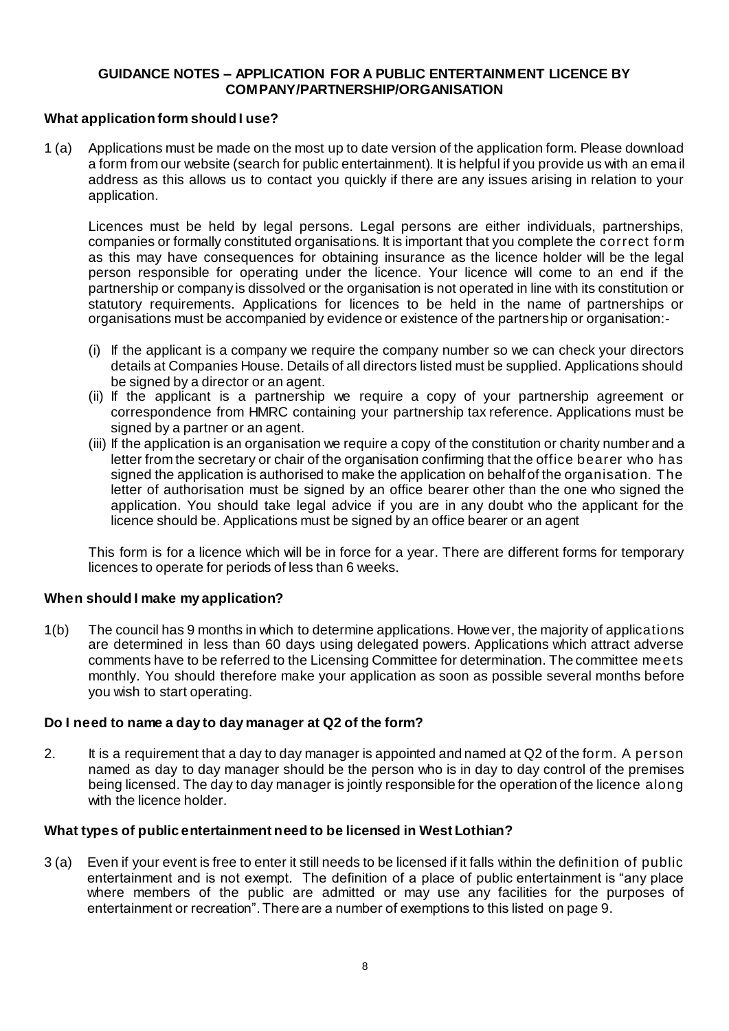# GUIDANCE NOTES – APPLICATION FOR A PUBLIC ENTERTAINMENT LICENCE BY COMPANY/PARTNERSHIP/ORGANISATION

## What application form should I use?

1 (a) Applications must be made on the most up to date version of the application form. Please download a form from our website (search for public entertainment). It is helpful if you provide us with an email address as this allows us to contact you quickly if there are any issues arising in relation to your application.

Licences must be held by legal persons. Legal persons are either individuals, partnerships, companies or formally constituted organisations. It is important that you complete the correct form as this may have consequences for obtaining insurance as the licence holder will be the legal person responsible for operating under the licence. Your licence will come to an end if the partnership or company is dissolved or the organisation is not operated in line with its constitution or statutory requirements. Applications for licences to be held in the name of partnerships or organisations must be accompanied by evidence or existence of the partnership or organisation:-

(i) If the applicant is a company we require the company number so we can check your directors details at Companies House. Details of all directors listed must be supplied. Applications should be signed by a director or an agent.

(ii) If the applicant is a partnership we require a copy of your partnership agreement or correspondence from HMRC containing your partnership tax reference. Applications must be signed by a partner or an agent.

(iii) If the application is an organisation we require a copy of the constitution or charity number and a letter from the secretary or chair of the organisation confirming that the office bearer who has signed the application is authorised to make the application on behalf of the organisation. The letter of authorisation must be signed by an office bearer other than the one who signed the application. You should take legal advice if you are in any doubt who the applicant for the licence should be. Applications must be signed by an office bearer or an agent

This form is for a licence which will be in force for a year. There are different forms for temporary licences to operate for periods of less than 6 weeks.

## When should I make my application?

1(b) The council has 9 months in which to determine applications. However, the majority of applications are determined in less than 60 days using delegated powers. Applications which attract adverse comments have to be referred to the Licensing Committee for determination. The committee meets monthly. You should therefore make your application as soon as possible several months before you wish to start operating.

## Do I need to name a day to day manager at Q2 of the form?

2. It is a requirement that a day to day manager is appointed and named at Q2 of the form. A person named as day to day manager should be the person who is in day to day control of the premises being licensed. The day to day manager is jointly responsible for the operation of the licence along with the licence holder.

## What types of public entertainment need to be licensed in West Lothian?

3 (a) Even if your event is free to enter it still needs to be licensed if it falls within the definition of public entertainment and is not exempt. The definition of a place of public entertainment is "any place where members of the public are admitted or may use any facilities for the purposes of entertainment or recreation". There are a number of exemptions to this listed on page 9.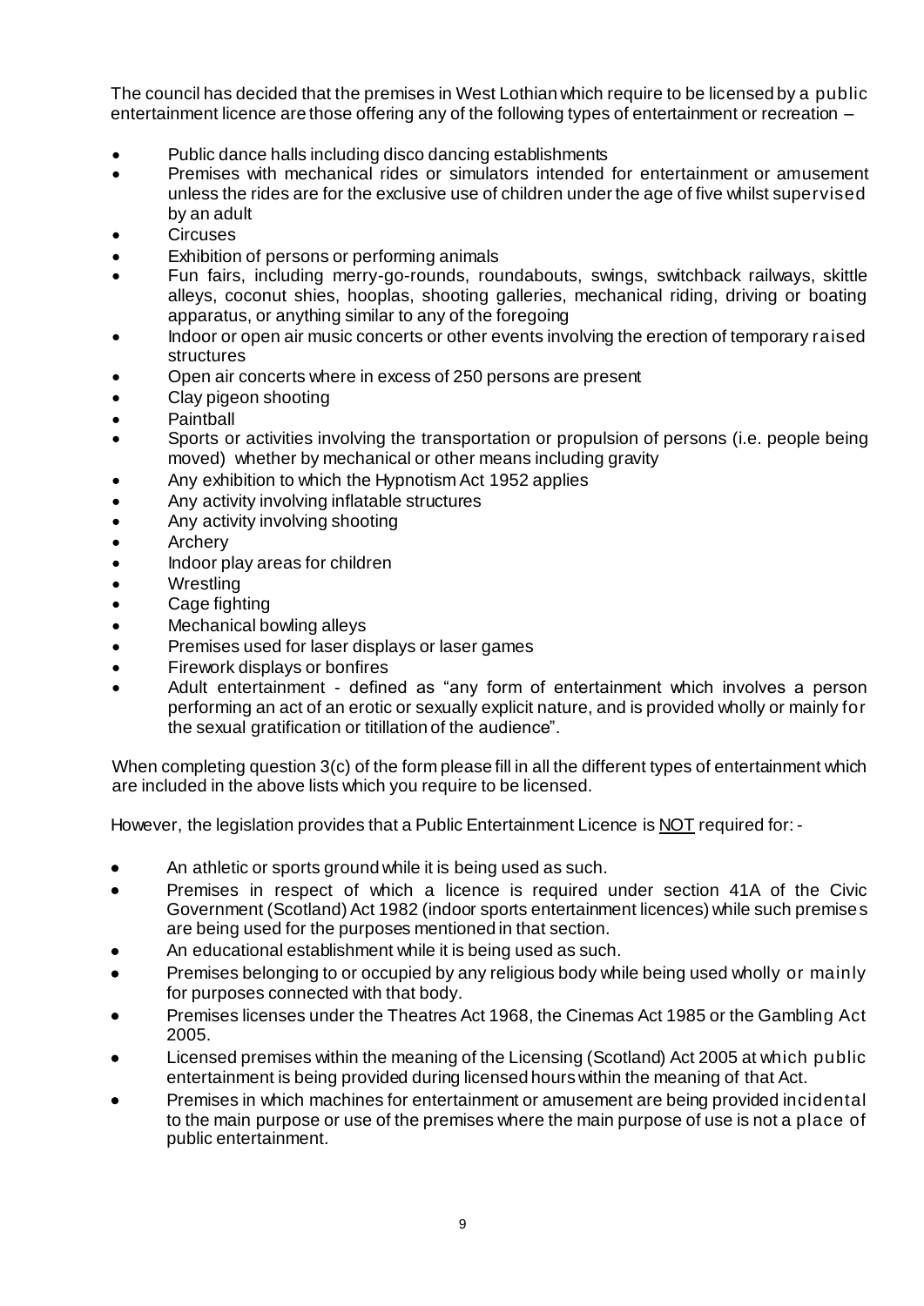The council has decided that the premises in West Lothian which require to be licensed by a public entertainment licence are those offering any of the following types of entertainment or recreation –

- Public dance halls including disco dancing establishments
- Premises with mechanical rides or simulators intended for entertainment or amusement unless the rides are for the exclusive use of children under the age of five whilst supervised by an adult
- Circuses
- Exhibition of persons or performing animals
- Fun fairs, including merry-go-rounds, roundabouts, swings, switchback railways, skittle alleys, coconut shies, hooplas, shooting galleries, mechanical riding, driving or boating apparatus, or anything similar to any of the foregoing
- Indoor or open air music concerts or other events involving the erection of temporary raised structures
- Open air concerts where in excess of 250 persons are present
- Clay pigeon shooting
- Paintball
- Sports or activities involving the transportation or propulsion of persons (i.e. people being moved) whether by mechanical or other means including gravity
- Any exhibition to which the Hypnotism Act 1952 applies
- Any activity involving inflatable structures
- Any activity involving shooting
- Archery
- Indoor play areas for children
- Wrestling
- Cage fighting
- Mechanical bowling alleys
- Premises used for laser displays or laser games
- Firework displays or bonfires
- Adult entertainment - defined as "any form of entertainment which involves a person performing an act of an erotic or sexually explicit nature, and is provided wholly or mainly for the sexual gratification or titillation of the audience".

When completing question 3(c) of the form please fill in all the different types of entertainment which are included in the above lists which you require to be licensed.

However, the legislation provides that a Public Entertainment Licence is <u>NOT</u> required for: -

- An athletic or sports ground while it is being used as such.
- Premises in respect of which a licence is required under section 41A of the Civic Government (Scotland) Act 1982 (indoor sports entertainment licences) while such premises are being used for the purposes mentioned in that section.
- An educational establishment while it is being used as such.
- Premises belonging to or occupied by any religious body while being used wholly or mainly for purposes connected with that body.
- Premises licenses under the Theatres Act 1968, the Cinemas Act 1985 or the Gambling Act 2005.
- Licensed premises within the meaning of the Licensing (Scotland) Act 2005 at which public entertainment is being provided during licensed hours within the meaning of that Act.
- Premises in which machines for entertainment or amusement are being provided incidental to the main purpose or use of the premises where the main purpose of use is not a place of public entertainment.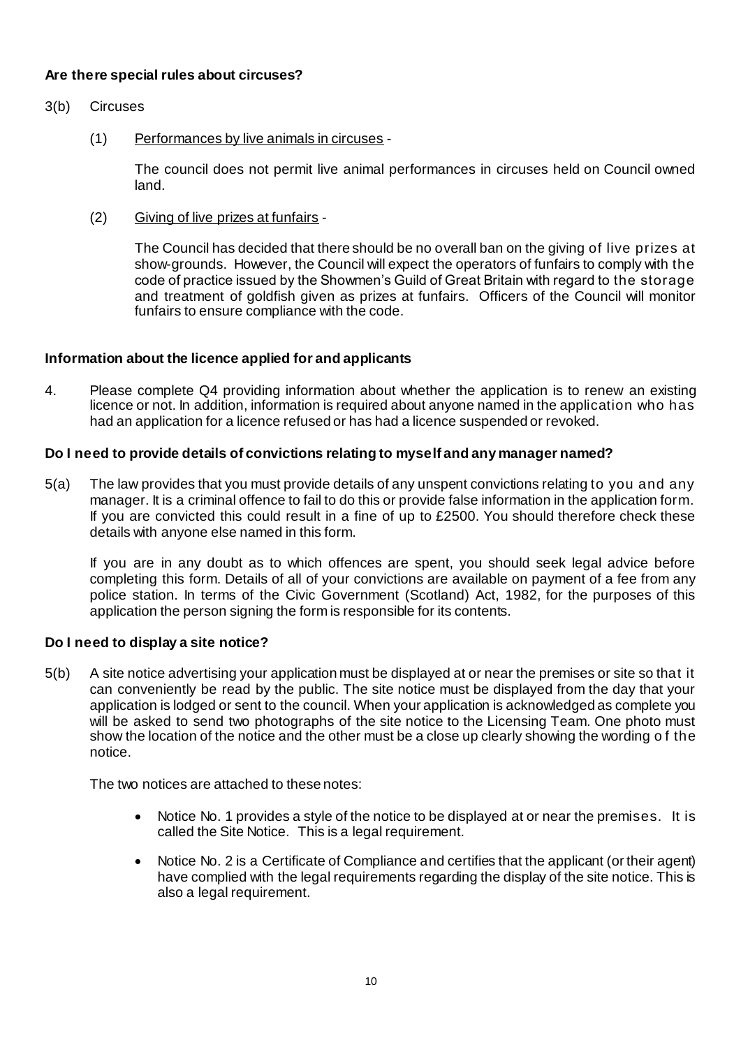**Are there special rules about circuses?**

3(b) Circuses

(1) Performances by live animals in circuses -

The council does not permit live animal performances in circuses held on Council owned land.

(2) Giving of live prizes at funfairs -

The Council has decided that there should be no overall ban on the giving of live prizes at show-grounds. However, the Council will expect the operators of funfairs to comply with the code of practice issued by the Showmen's Guild of Great Britain with regard to the storage and treatment of goldfish given as prizes at funfairs. Officers of the Council will monitor funfairs to ensure compliance with the code.

**Information about the licence applied for and applicants**

4. Please complete Q4 providing information about whether the application is to renew an existing licence or not. In addition, information is required about anyone named in the application who has had an application for a licence refused or has had a licence suspended or revoked.

**Do I need to provide details of convictions relating to myself and any manager named?**

5(a) The law provides that you must provide details of any unspent convictions relating to you and any manager. It is a criminal offence to fail to do this or provide false information in the application form. If you are convicted this could result in a fine of up to £2500. You should therefore check these details with anyone else named in this form.

If you are in any doubt as to which offences are spent, you should seek legal advice before completing this form. Details of all of your convictions are available on payment of a fee from any police station. In terms of the Civic Government (Scotland) Act, 1982, for the purposes of this application the person signing the form is responsible for its contents.

**Do I need to display a site notice?**

5(b) A site notice advertising your application must be displayed at or near the premises or site so that it can conveniently be read by the public. The site notice must be displayed from the day that your application is lodged or sent to the council. When your application is acknowledged as complete you will be asked to send two photographs of the site notice to the Licensing Team. One photo must show the location of the notice and the other must be a close up clearly showing the wording of the notice.

The two notices are attached to these notes:

- Notice No. 1 provides a style of the notice to be displayed at or near the premises. It is called the Site Notice. This is a legal requirement.
- Notice No. 2 is a Certificate of Compliance and certifies that the applicant (or their agent) have complied with the legal requirements regarding the display of the site notice. This is also a legal requirement.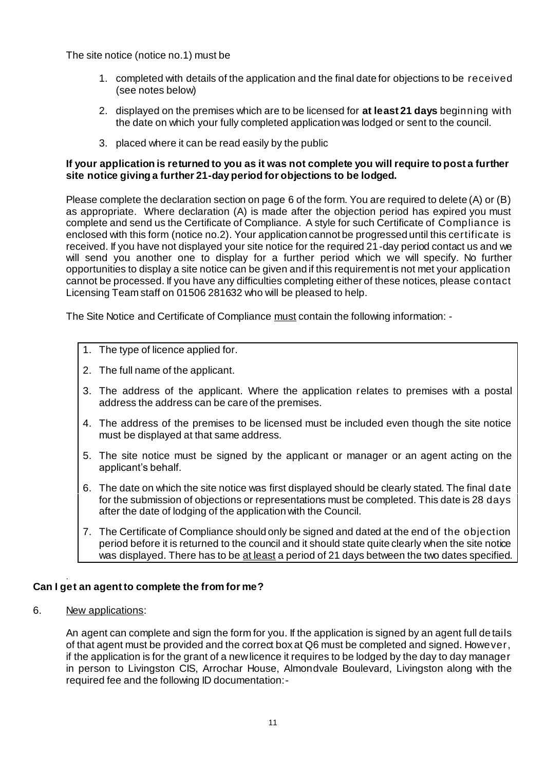The site notice (notice no.1) must be

1. completed with details of the application and the final date for objections to be received (see notes below)
2. displayed on the premises which are to be licensed for **at least 21 days** beginning with the date on which your fully completed application was lodged or sent to the council.
3. placed where it can be read easily by the public

**If your application is returned to you as it was not complete you will require to post a further site notice giving a further 21-day period for objections to be lodged.**

Please complete the declaration section on page 6 of the form. You are required to delete (A) or (B) as appropriate. Where declaration (A) is made after the objection period has expired you must complete and send us the Certificate of Compliance. A style for such Certificate of Compliance is enclosed with this form (notice no.2). Your application cannot be progressed until this certificate is received. If you have not displayed your site notice for the required 21-day period contact us and we will send you another one to display for a further period which we will specify. No further opportunities to display a site notice can be given and if this requirement is not met your application cannot be processed. If you have any difficulties completing either of these notices, please contact Licensing Team staff on 01506 281632 who will be pleased to help.

The Site Notice and Certificate of Compliance must contain the following information: -

1. The type of licence applied for.
2. The full name of the applicant.
3. The address of the applicant. Where the application relates to premises with a postal address the address can be care of the premises.
4. The address of the premises to be licensed must be included even though the site notice must be displayed at that same address.
5. The site notice must be signed by the applicant or manager or an agent acting on the applicant's behalf.
6. The date on which the site notice was first displayed should be clearly stated. The final date for the submission of objections or representations must be completed. This date is 28 days after the date of lodging of the application with the Council.
7. The Certificate of Compliance should only be signed and dated at the end of the objection period before it is returned to the council and it should state quite clearly when the site notice was displayed. There has to be at least a period of 21 days between the two dates specified.

**Can I get an agent to complete the from for me?**

6. New applications:

   An agent can complete and sign the form for you. If the application is signed by an agent full details of that agent must be provided and the correct box at Q6 must be completed and signed. However, if the application is for the grant of a new licence it requires to be lodged by the day to day manager in person to Livingston CIS, Arrochar House, Almondvale Boulevard, Livingston along with the required fee and the following ID documentation:-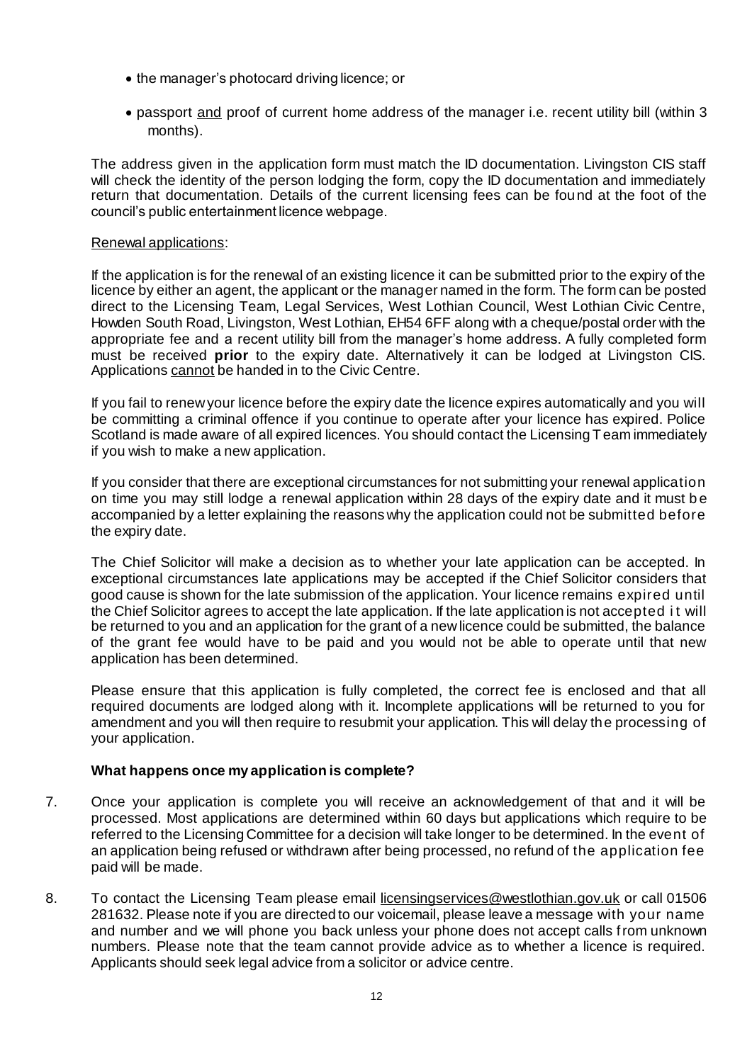- the manager's photocard driving licence; or
- passport and proof of current home address of the manager i.e. recent utility bill (within 3 months).

The address given in the application form must match the ID documentation. Livingston CIS staff will check the identity of the person lodging the form, copy the ID documentation and immediately return that documentation. Details of the current licensing fees can be found at the foot of the council's public entertainment licence webpage.

Renewal applications:

If the application is for the renewal of an existing licence it can be submitted prior to the expiry of the licence by either an agent, the applicant or the manager named in the form. The form can be posted direct to the Licensing Team, Legal Services, West Lothian Council, West Lothian Civic Centre, Howden South Road, Livingston, West Lothian, EH54 6FF along with a cheque/postal order with the appropriate fee and a recent utility bill from the manager's home address. A fully completed form must be received **prior** to the expiry date. Alternatively it can be lodged at Livingston CIS. Applications cannot be handed in to the Civic Centre.

If you fail to renew your licence before the expiry date the licence expires automatically and you will be committing a criminal offence if you continue to operate after your licence has expired. Police Scotland is made aware of all expired licences. You should contact the Licensing Team immediately if you wish to make a new application.

If you consider that there are exceptional circumstances for not submitting your renewal application on time you may still lodge a renewal application within 28 days of the expiry date and it must be accompanied by a letter explaining the reasons why the application could not be submitted before the expiry date.

The Chief Solicitor will make a decision as to whether your late application can be accepted. In exceptional circumstances late applications may be accepted if the Chief Solicitor considers that good cause is shown for the late submission of the application. Your licence remains expired until the Chief Solicitor agrees to accept the late application. If the late application is not accepted it will be returned to you and an application for the grant of a new licence could be submitted, the balance of the grant fee would have to be paid and you would not be able to operate until that new application has been determined.

Please ensure that this application is fully completed, the correct fee is enclosed and that all required documents are lodged along with it. Incomplete applications will be returned to you for amendment and you will then require to resubmit your application. This will delay the processing of your application.

**What happens once my application is complete?**

7. Once your application is complete you will receive an acknowledgement of that and it will be processed. Most applications are determined within 60 days but applications which require to be referred to the Licensing Committee for a decision will take longer to be determined. In the event of an application being refused or withdrawn after being processed, no refund of the application fee paid will be made.

8. To contact the Licensing Team please email licensingservices@westlothian.gov.uk or call 01506 281632. Please note if you are directed to our voicemail, please leave a message with your name and number and we will phone you back unless your phone does not accept calls from unknown numbers. Please note that the team cannot provide advice as to whether a licence is required. Applicants should seek legal advice from a solicitor or advice centre.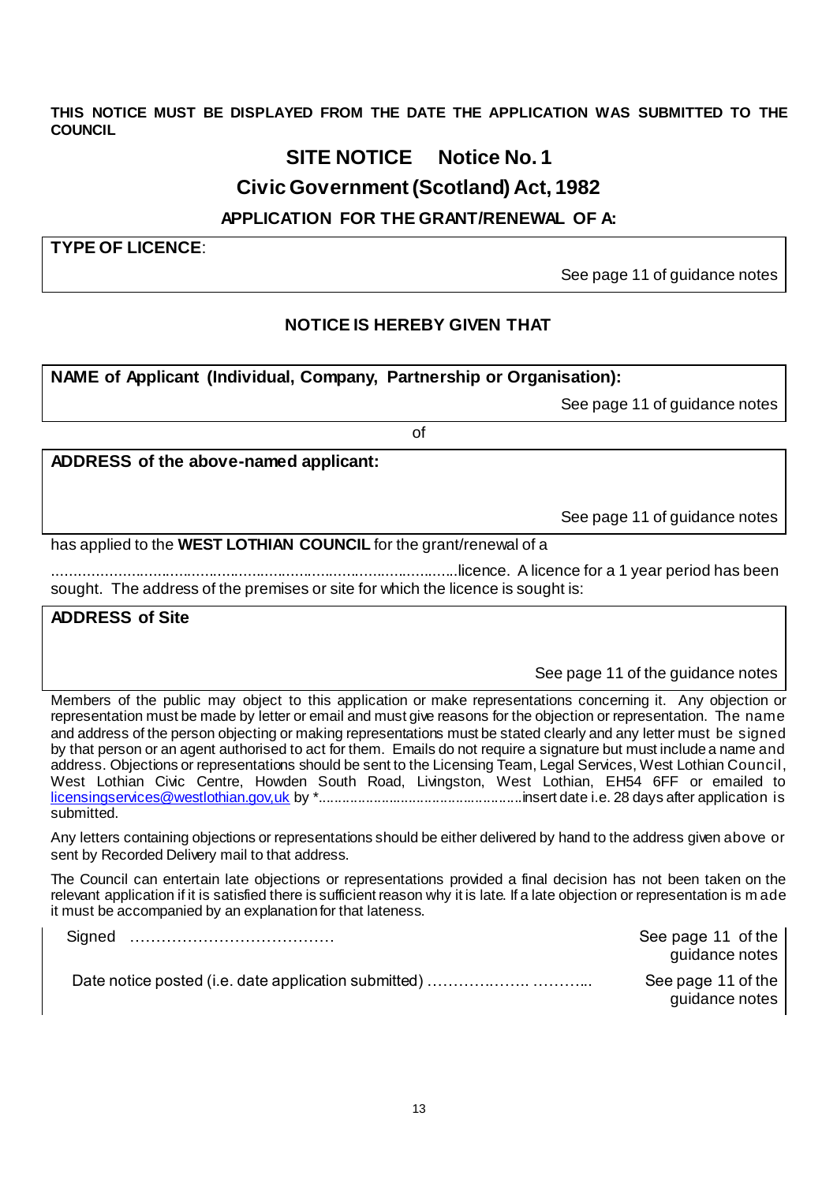**THIS NOTICE MUST BE DISPLAYED FROM THE DATE THE APPLICATION WAS SUBMITTED TO THE COUNCIL**

# SITE NOTICE    Notice No. 1

## Civic Government (Scotland) Act, 1982

### APPLICATION FOR THE GRANT/RENEWAL OF A:

**TYPE OF LICENCE**:

See page 11 of guidance notes

**NOTICE IS HEREBY GIVEN THAT**

**NAME of Applicant (Individual, Company, Partnership or Organisation):**

See page 11 of guidance notes

of

**ADDRESS of the above-named applicant:**

See page 11 of guidance notes

has applied to the **WEST LOTHIAN COUNCIL** for the grant/renewal of a

...........................................................................................licence. A licence for a 1 year period has been sought. The address of the premises or site for which the licence is sought is:

**ADDRESS of Site**

See page 11 of the guidance notes

Members of the public may object to this application or make representations concerning it. Any objection or representation must be made by letter or email and must give reasons for the objection or representation. The name and address of the person objecting or making representations must be stated clearly and any letter must be signed by that person or an agent authorised to act for them. Emails do not require a signature but must include a name and address. Objections or representations should be sent to the Licensing Team, Legal Services, West Lothian Council, West Lothian Civic Centre, Howden South Road, Livingston, West Lothian, EH54 6FF or emailed to licensingservices@westlothian.gov.uk by *...................................................insert date i.e. 28 days after application is submitted.

Any letters containing objections or representations should be either delivered by hand to the address given above or sent by Recorded Delivery mail to that address.

The Council can entertain late objections or representations provided a final decision has not been taken on the relevant application if it is satisfied there is sufficient reason why it is late. If a late objection or representation is made it must be accompanied by an explanation for that lateness.

Signed ………………………………… See page 11 of the guidance notes

Date notice posted (i.e. date application submitted) ……………..…. ………... See page 11 of the guidance notes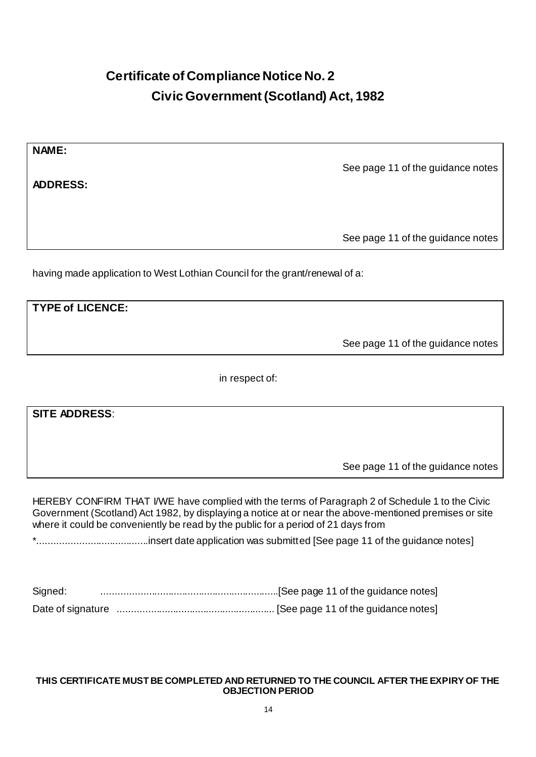# Certificate of Compliance Notice No. 2

## Civic Government (Scotland) Act, 1982

**NAME:**

See page 11 of the guidance notes

**ADDRESS:**

See page 11 of the guidance notes

having made application to West Lothian Council for the grant/renewal of a:

**TYPE of LICENCE:**

See page 11 of the guidance notes

in respect of:

**SITE ADDRESS**:

See page 11 of the guidance notes

HEREBY CONFIRM THAT I/WE have complied with the terms of Paragraph 2 of Schedule 1 to the Civic Government (Scotland) Act 1982, by displaying a notice at or near the above-mentioned premises or site where it could be conveniently be read by the public for a period of 21 days from

*.......................................insert date application was submitted [See page 11 of the guidance notes]

Signed: .........................................................[See page 11 of the guidance notes]

Date of signature .................................................... [See page 11 of the guidance notes]

**THIS CERTIFICATE MUST BE COMPLETED AND RETURNED TO THE COUNCIL AFTER THE EXPIRY OF THE OBJECTION PERIOD**